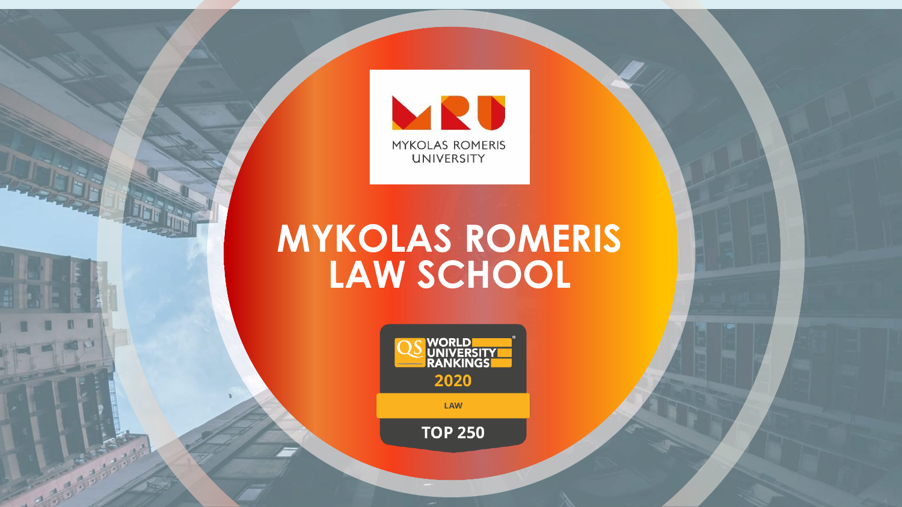MYKOLAS ROMERIS UNIVERSITY

# MYKOLAS ROMERIS LAW SCHOOL

QS WORLD UNIVERSITY RANKINGS 2020

LAW

TOP 250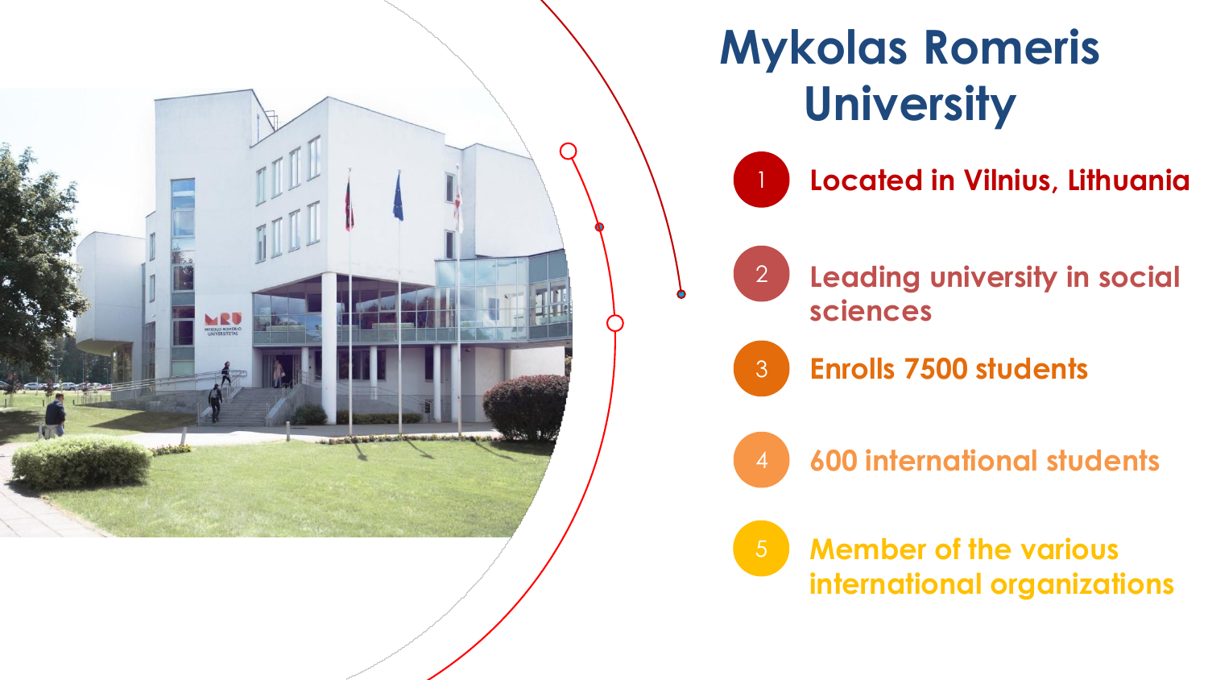# Mykolas Romeris University

1. Located in Vilnius, Lithuania
2. Leading university in social sciences
3. Enrolls 7500 students
4. 600 international students
5. Member of the various international organizations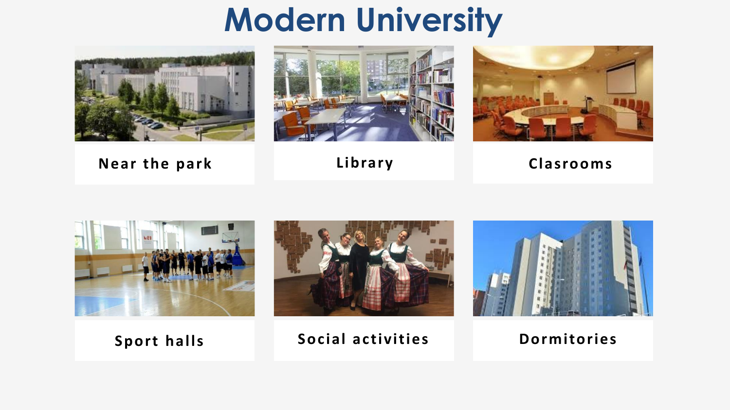# Modern University

Near the park

Library

Clasrooms

Sport halls

Social activities

Dormitories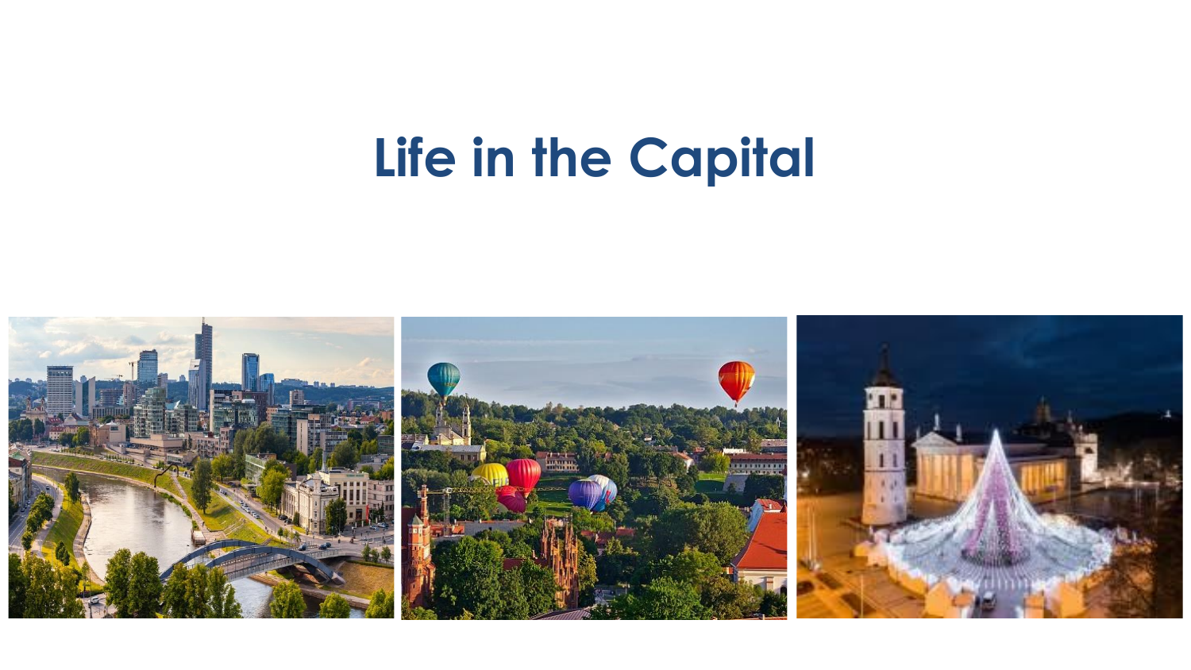# Life in the Capital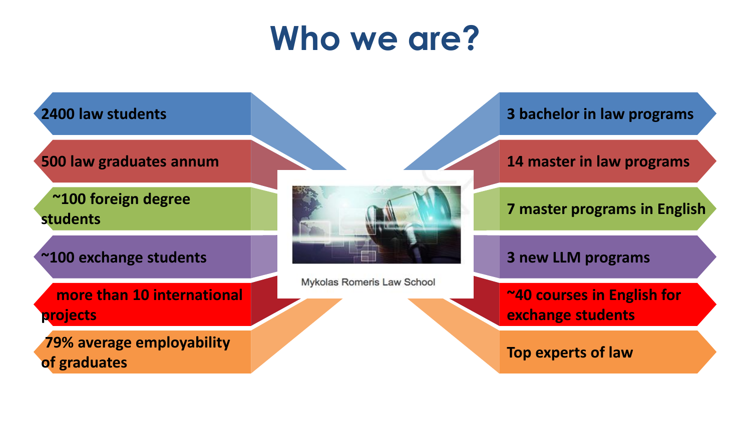# Who we are?

- 2400 law students
- 500 law graduates annum
- ~100 foreign degree students
- ~100 exchange students
- more than 10 international projects
- 79% average employability of graduates

Mykolas Romeris Law School

- 3 bachelor in law programs
- 14 master in law programs
- 7 master programs in English
- 3 new LLM programs
- ~40 courses in English for exchange students
- Top experts of law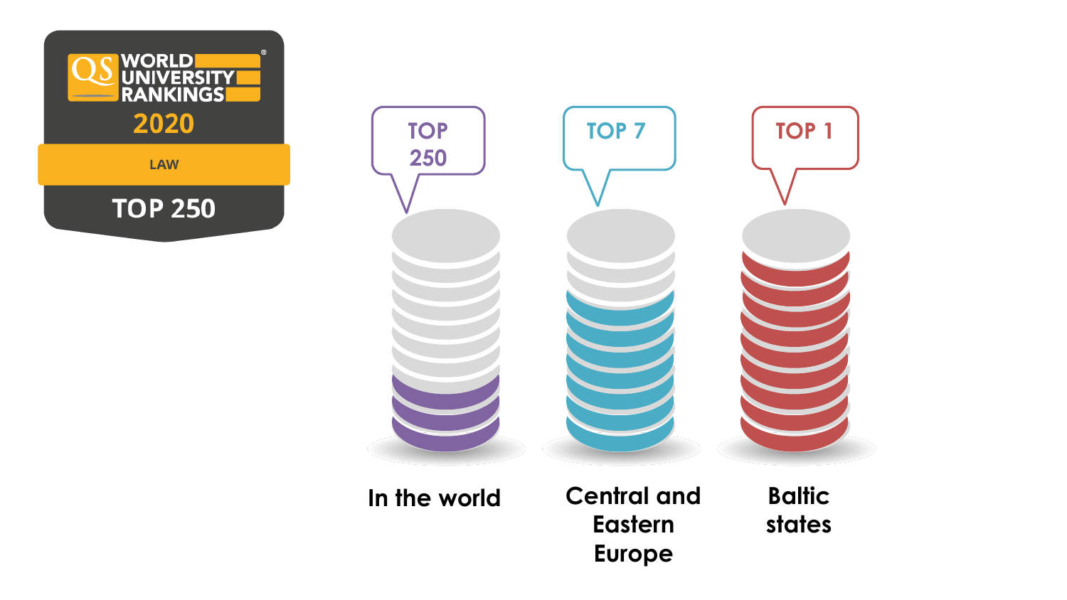QS WORLD UNIVERSITY RANKINGS

2020

LAW

TOP 250

TOP 250

In the world

TOP 7

Central and Eastern Europe

TOP 1

Baltic states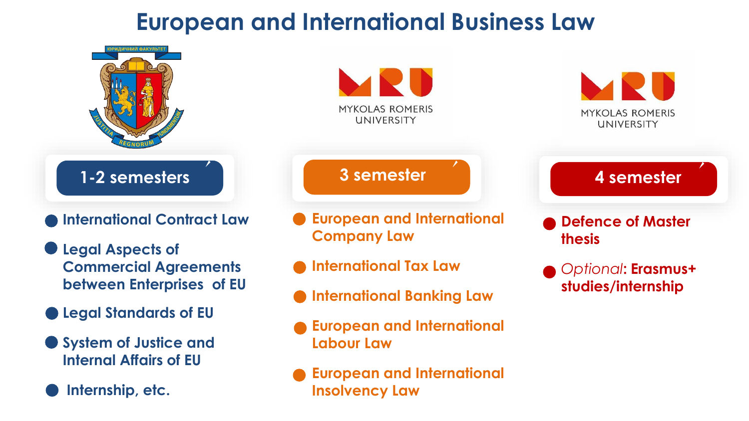# European and International Business Law

ЮРИДИЧНИЙ ФАКУЛЬТЕТ

JUSTITIA REGNORUM FUNDAMENTUM

MYKOLAS ROMERIS UNIVERSITY

MYKOLAS ROMERIS UNIVERSITY

## 1-2 semesters

- International Contract Law
- Legal Aspects of Commercial Agreements between Enterprises of EU
- Legal Standards of EU
- System of Justice and Internal Affairs of EU
- Internship, etc.

## 3 semester

- European and International Company Law
- International Tax Law
- International Banking Law
- European and International Labour Law
- European and International Insolvency Law

## 4 semester

- Defence of Master thesis
- *Optional*: **Erasmus+ studies/internship**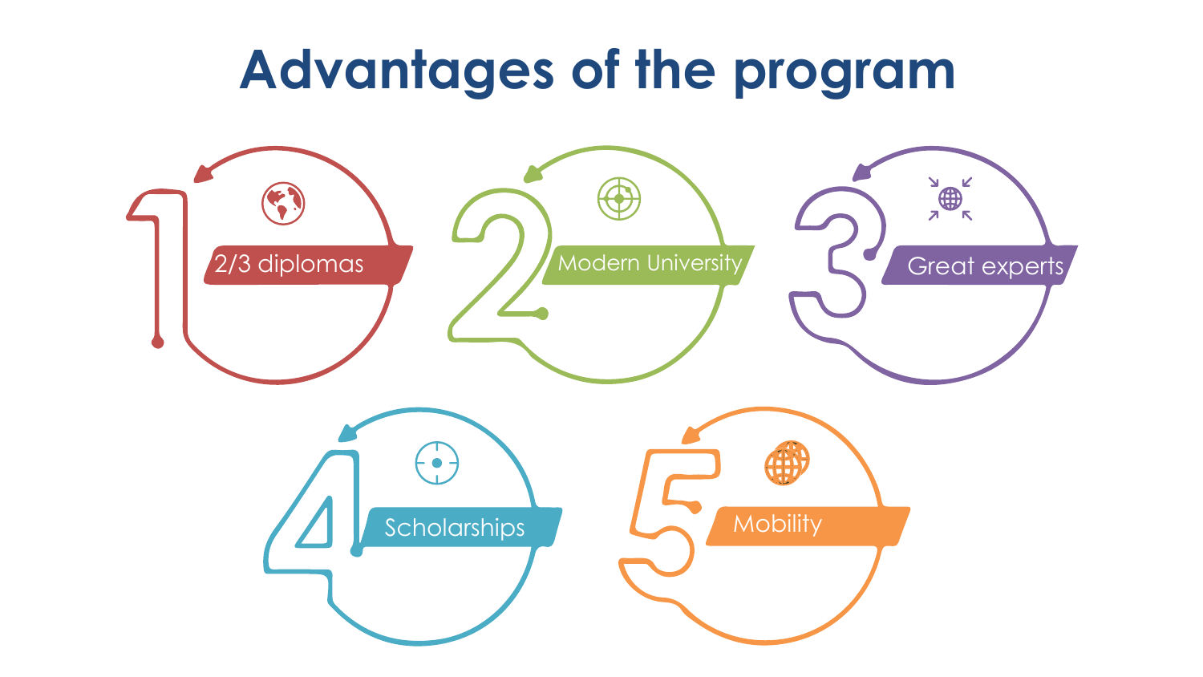# Advantages of the program

1. 2/3 diplomas
2. Modern University
3. Great experts
4. Scholarships
5. Mobility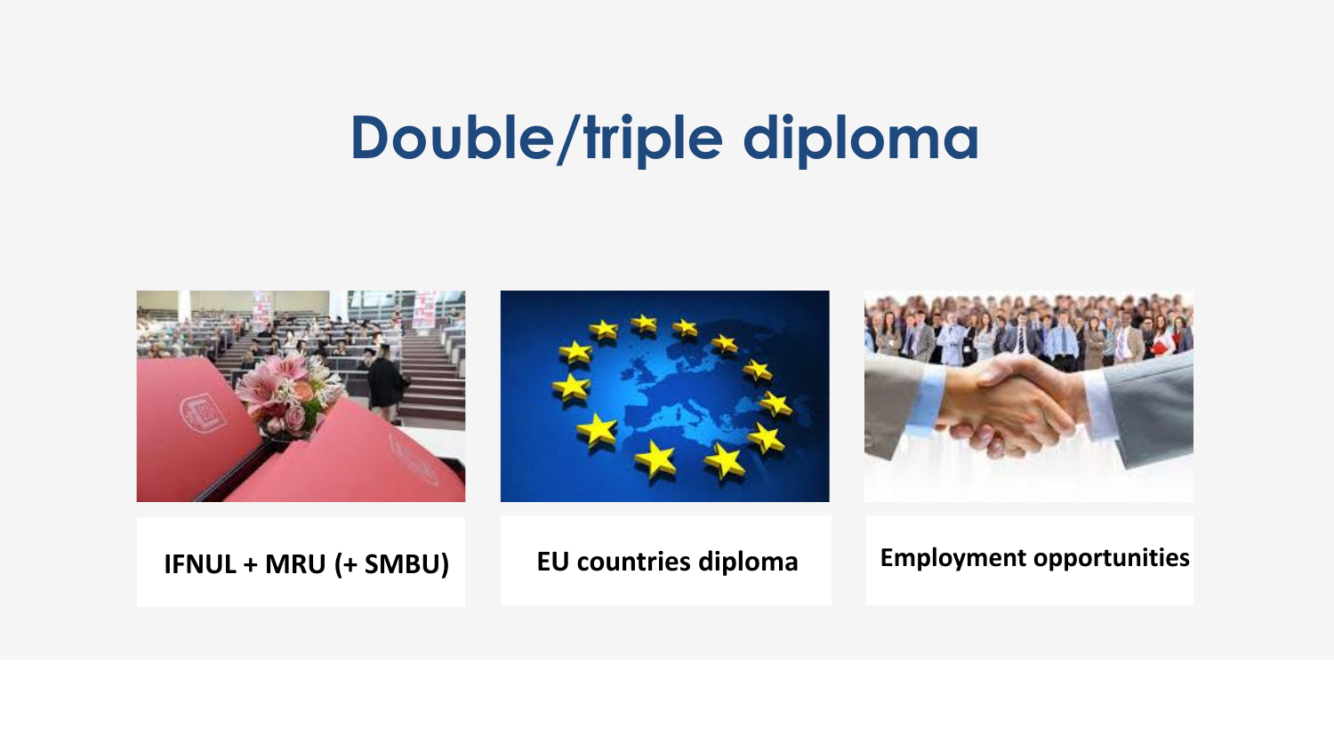# Double/triple diploma

IFNUL + MRU (+ SMBU)

EU countries diploma

Employment opportunities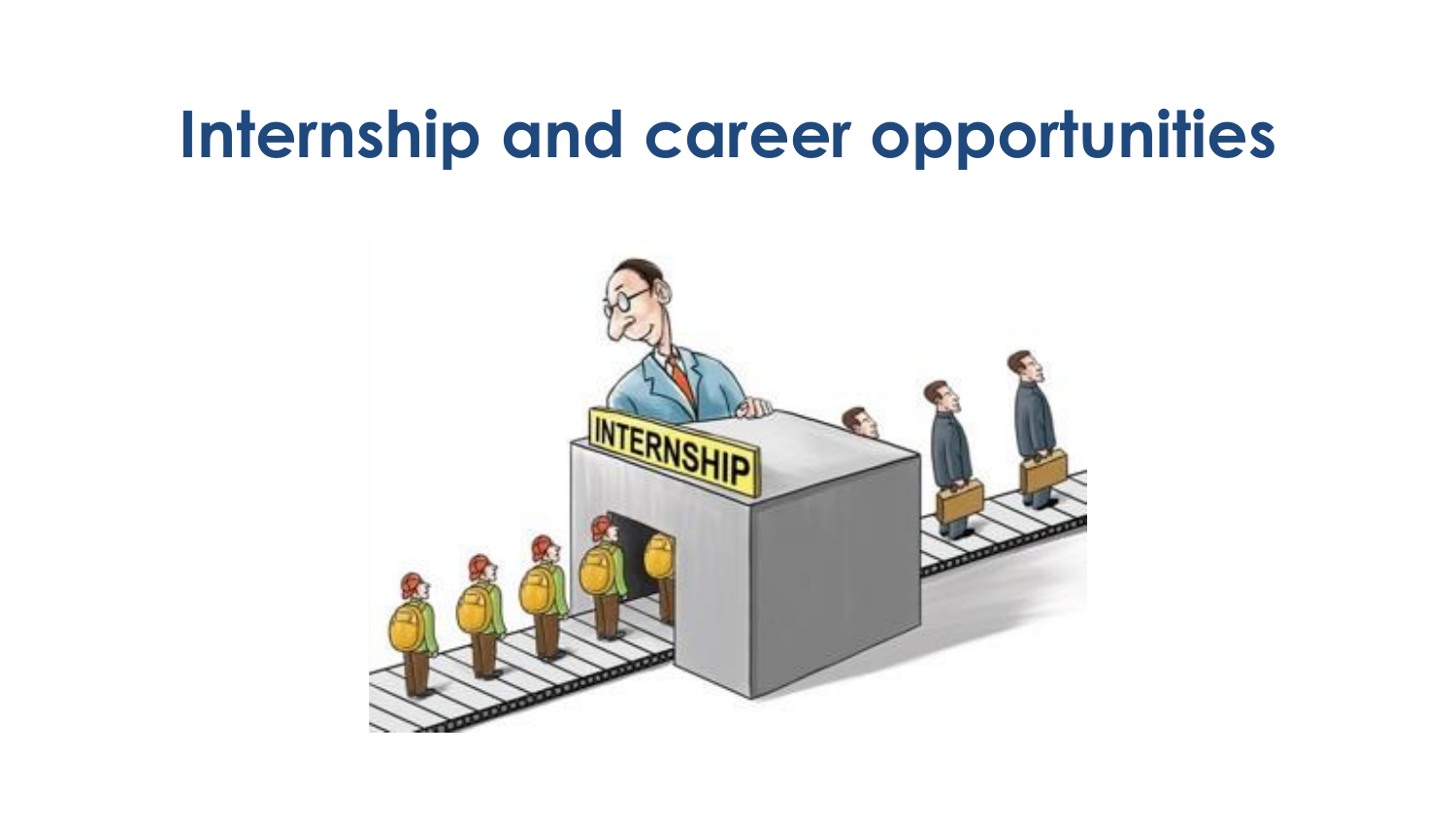# Internship and career opportunities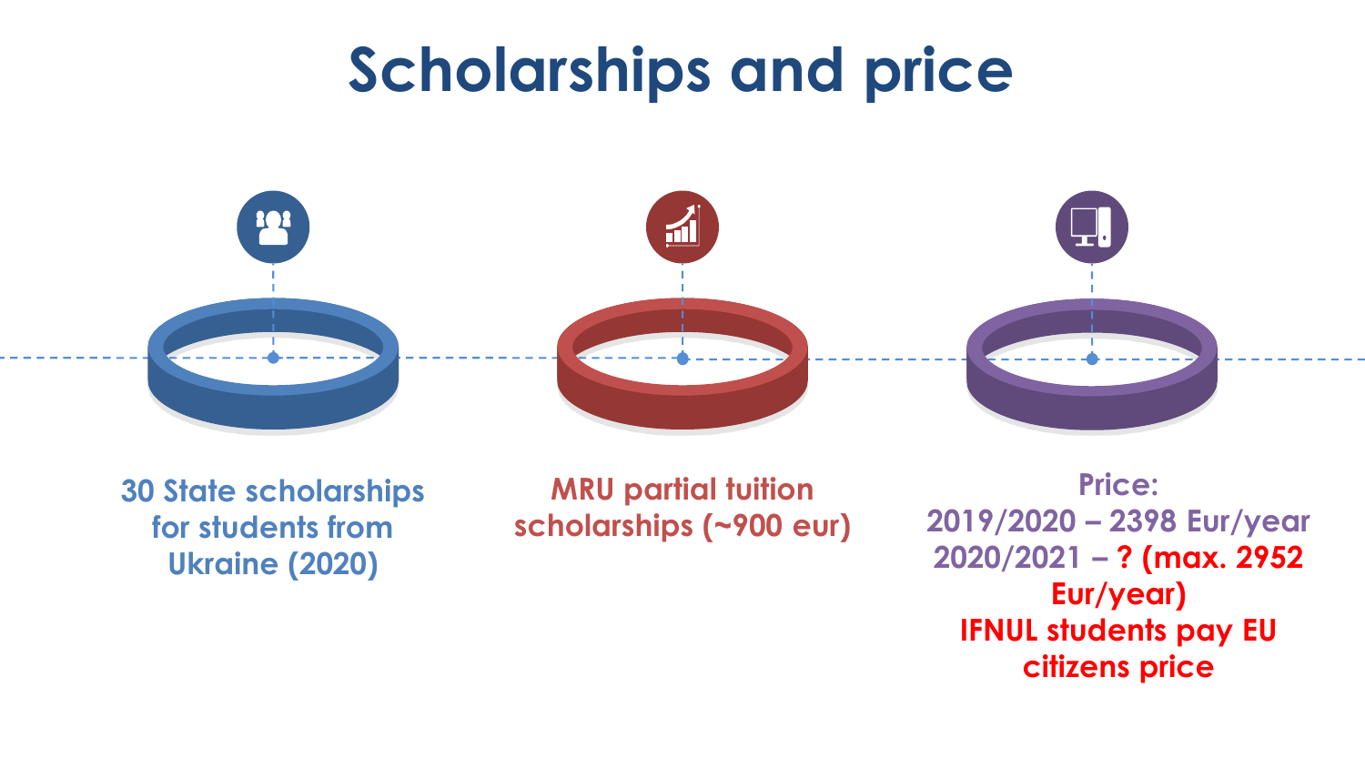# Scholarships and price

30 State scholarships for students from Ukraine (2020)

MRU partial tuition scholarships (~900 eur)

Price:
2019/2020 – 2398 Eur/year
2020/2021 – ? (max. 2952 Eur/year)
IFNUL students pay EU citizens price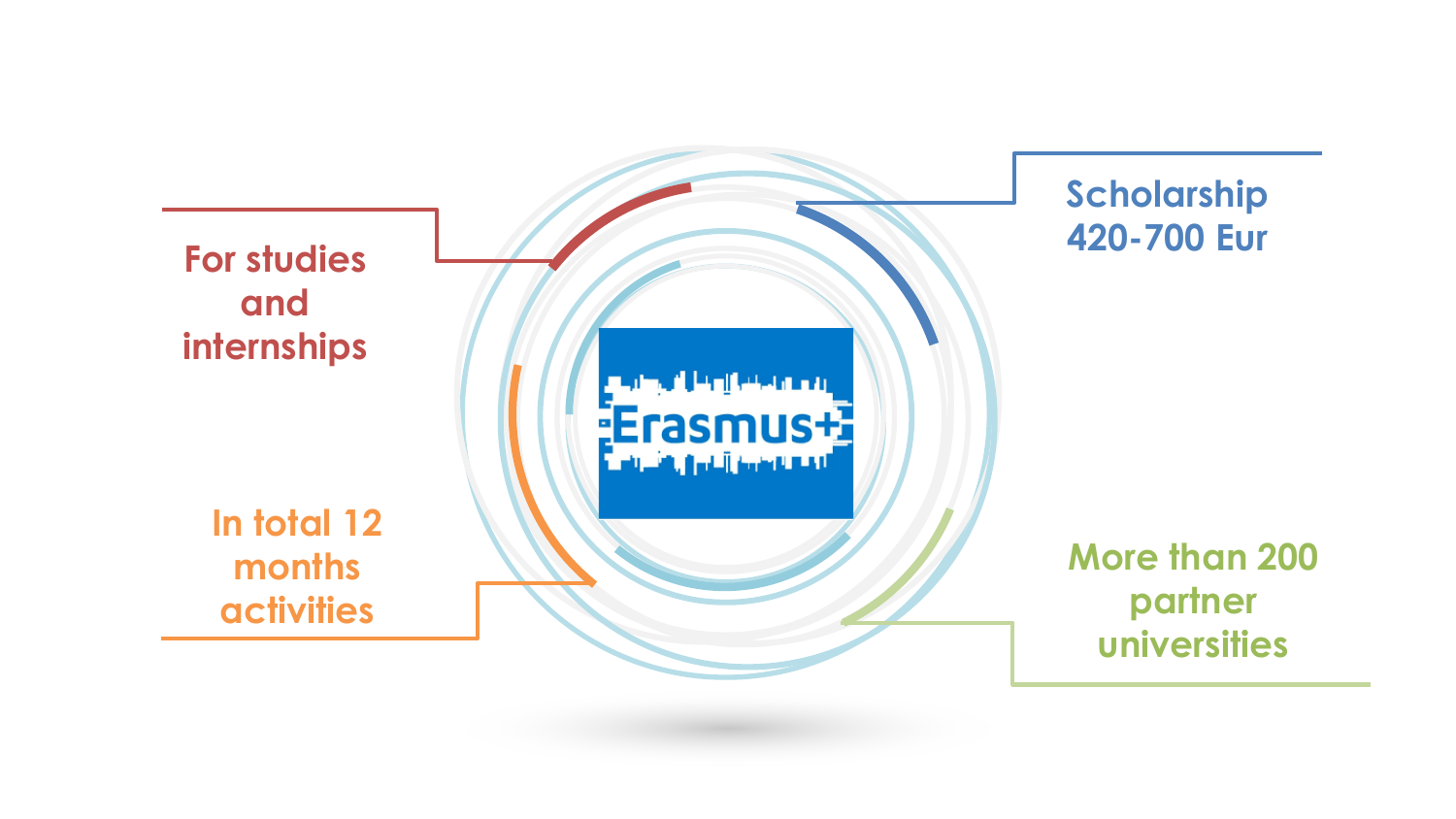Erasmus+

For studies and internships

Scholarship 420-700 Eur

In total 12 months activities

More than 200 partner universities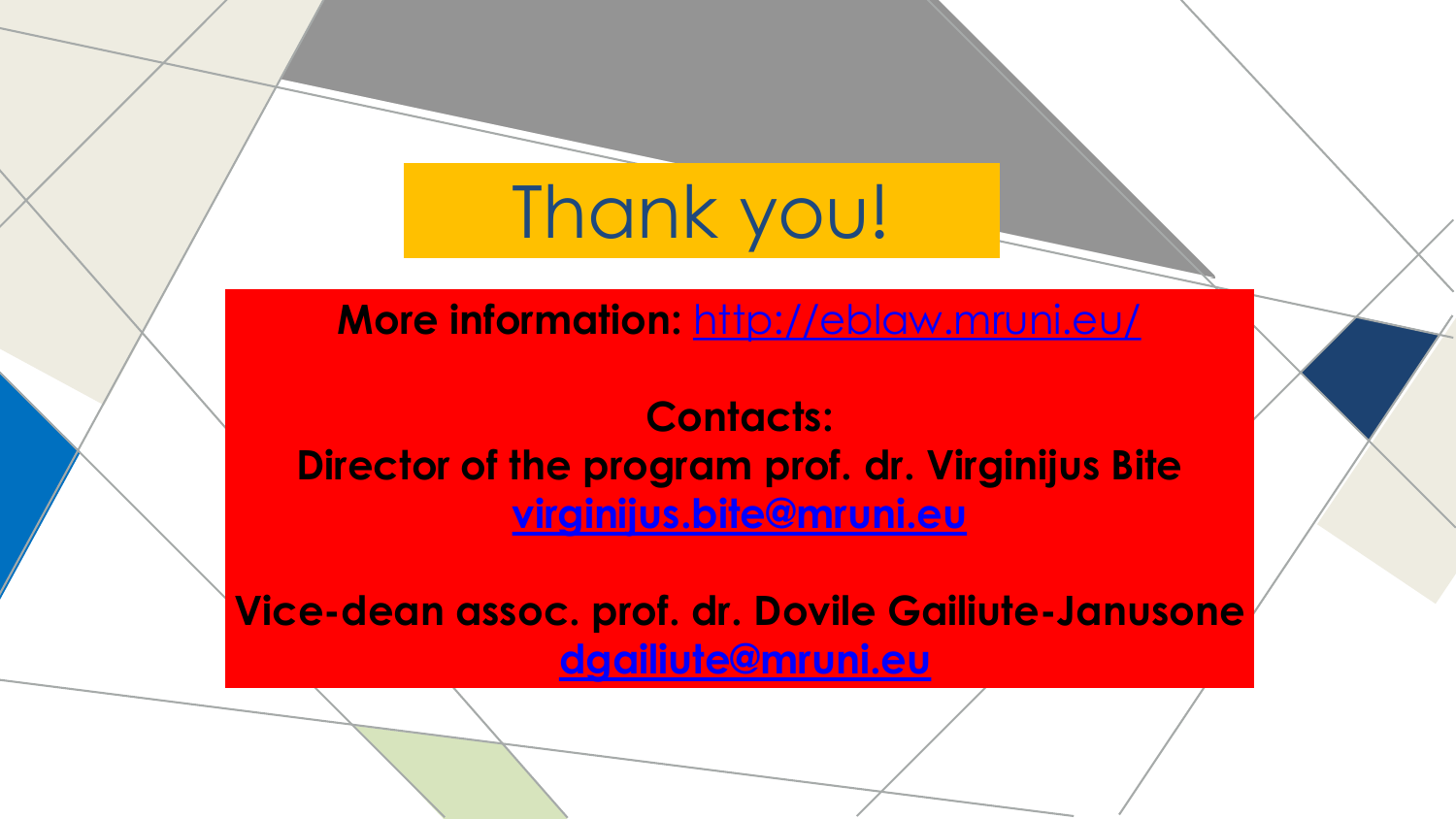# Thank you!

**More information:** http://eblaw.mruni.eu/

**Contacts:**

**Director of the program prof. dr. Virginijus Bite**
**virginijus.bite@mruni.eu**

**Vice-dean assoc. prof. dr. Dovile Gailiute-Janusone**
**dgailiute@mruni.eu**